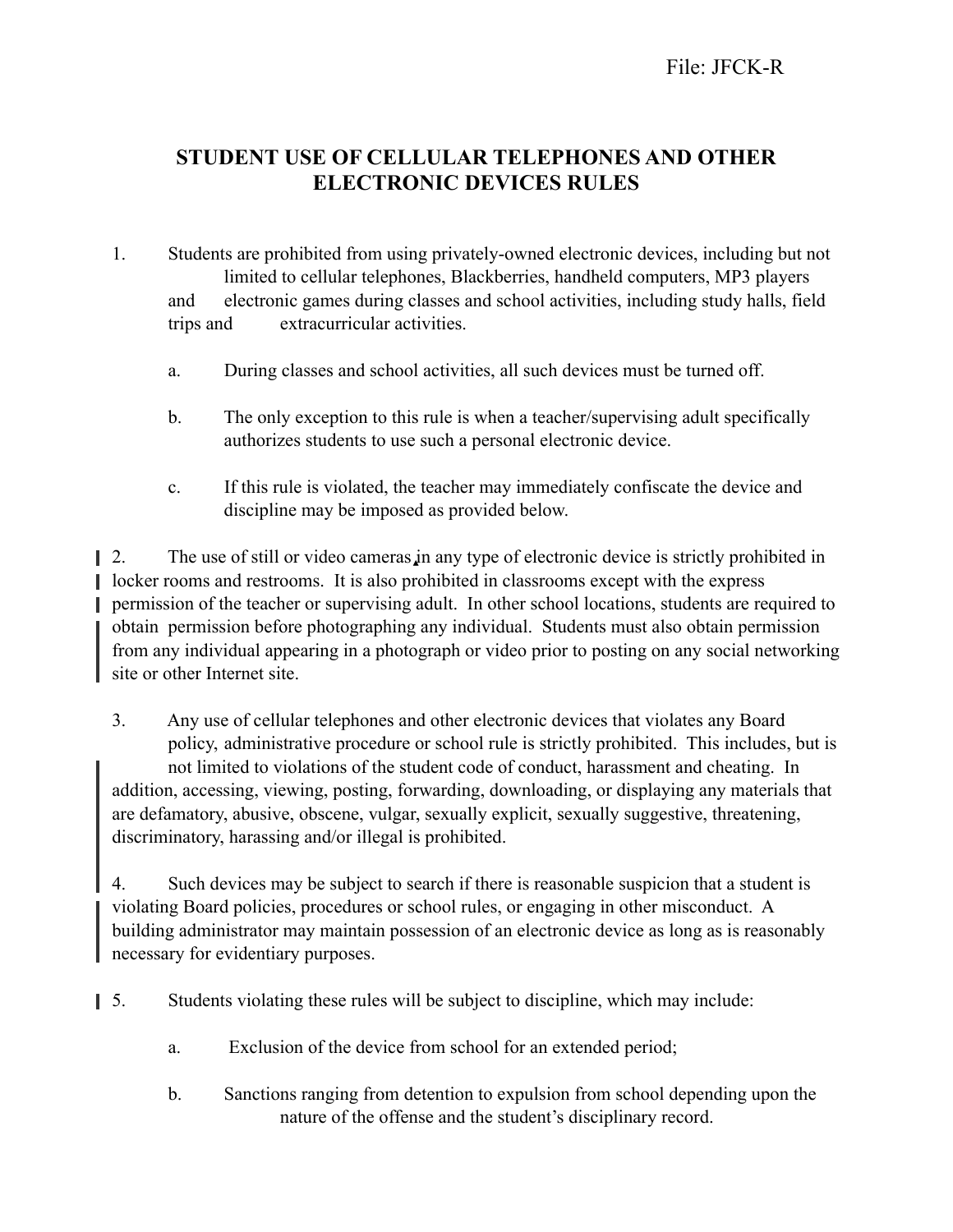File: JFCK-R

# STUDENT USE OF CELLULAR TELEPHONES AND OTHER ELECTRONIC DEVICES RULES

1. Students are prohibited from using privately-owned electronic devices, including but not limited to cellular telephones, Blackberries, handheld computers, MP3 players and electronic games during classes and school activities, including study halls, field trips and extracurricular activities.

   a. During classes and school activities, all such devices must be turned off.

   b. The only exception to this rule is when a teacher/supervising adult specifically authorizes students to use such a personal electronic device.

   c. If this rule is violated, the teacher may immediately confiscate the device and discipline may be imposed as provided below.

2. The use of still or video cameras in any type of electronic device is strictly prohibited in locker rooms and restrooms. It is also prohibited in classrooms except with the express permission of the teacher or supervising adult. In other school locations, students are required to obtain permission before photographing any individual. Students must also obtain permission from any individual appearing in a photograph or video prior to posting on any social networking site or other Internet site.

3. Any use of cellular telephones and other electronic devices that violates any Board policy, administrative procedure or school rule is strictly prohibited. This includes, but is not limited to violations of the student code of conduct, harassment and cheating. In addition, accessing, viewing, posting, forwarding, downloading, or displaying any materials that are defamatory, abusive, obscene, vulgar, sexually explicit, sexually suggestive, threatening, discriminatory, harassing and/or illegal is prohibited.

4. Such devices may be subject to search if there is reasonable suspicion that a student is violating Board policies, procedures or school rules, or engaging in other misconduct. A building administrator may maintain possession of an electronic device as long as is reasonably necessary for evidentiary purposes.

5. Students violating these rules will be subject to discipline, which may include:

   a. Exclusion of the device from school for an extended period;

   b. Sanctions ranging from detention to expulsion from school depending upon the nature of the offense and the student's disciplinary record.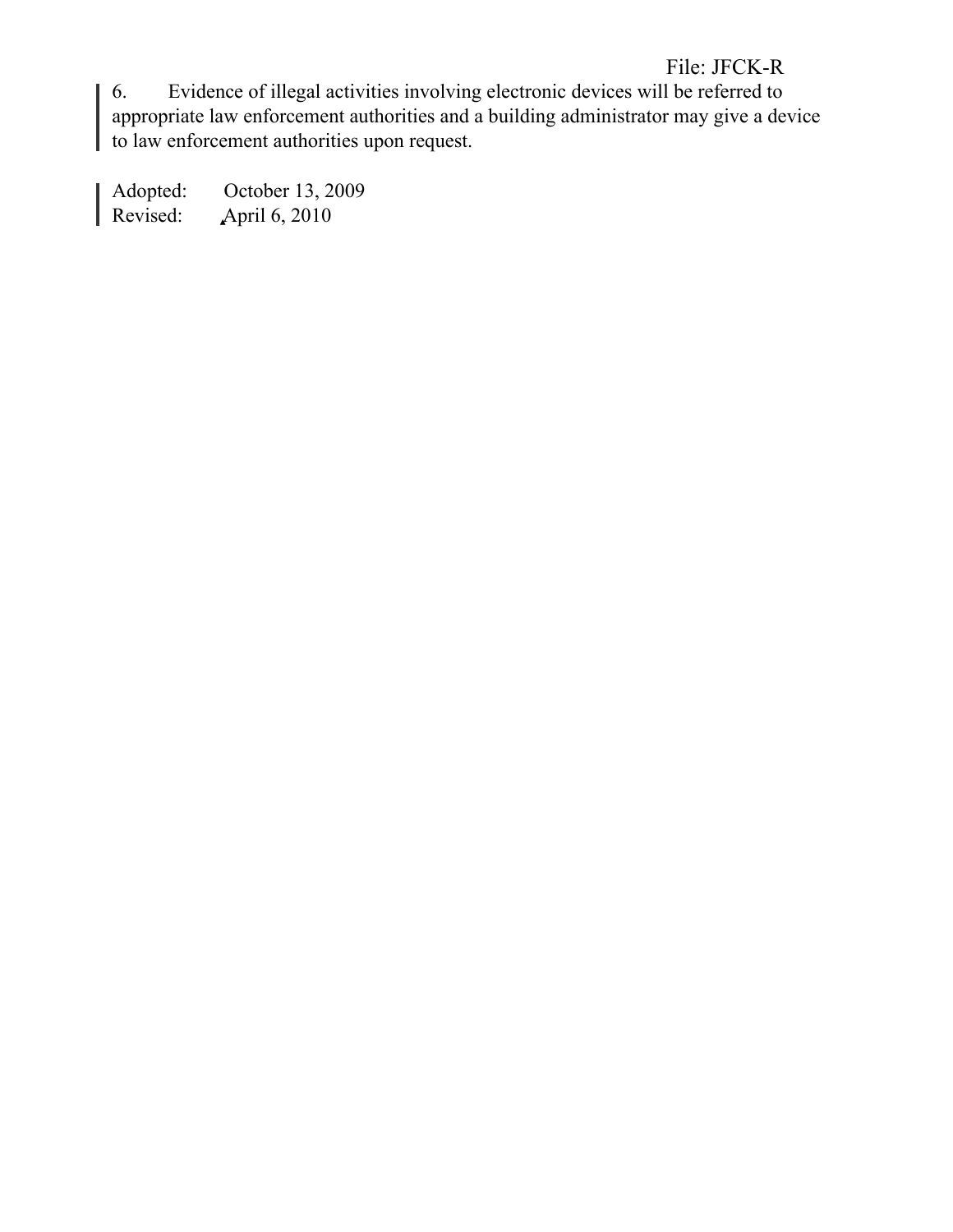6. Evidence of illegal activities involving electronic devices will be referred to appropriate law enforcement authorities and a building administrator may give a device to law enforcement authorities upon request.

Adopted: October 13, 2009
Revised: April 6, 2010